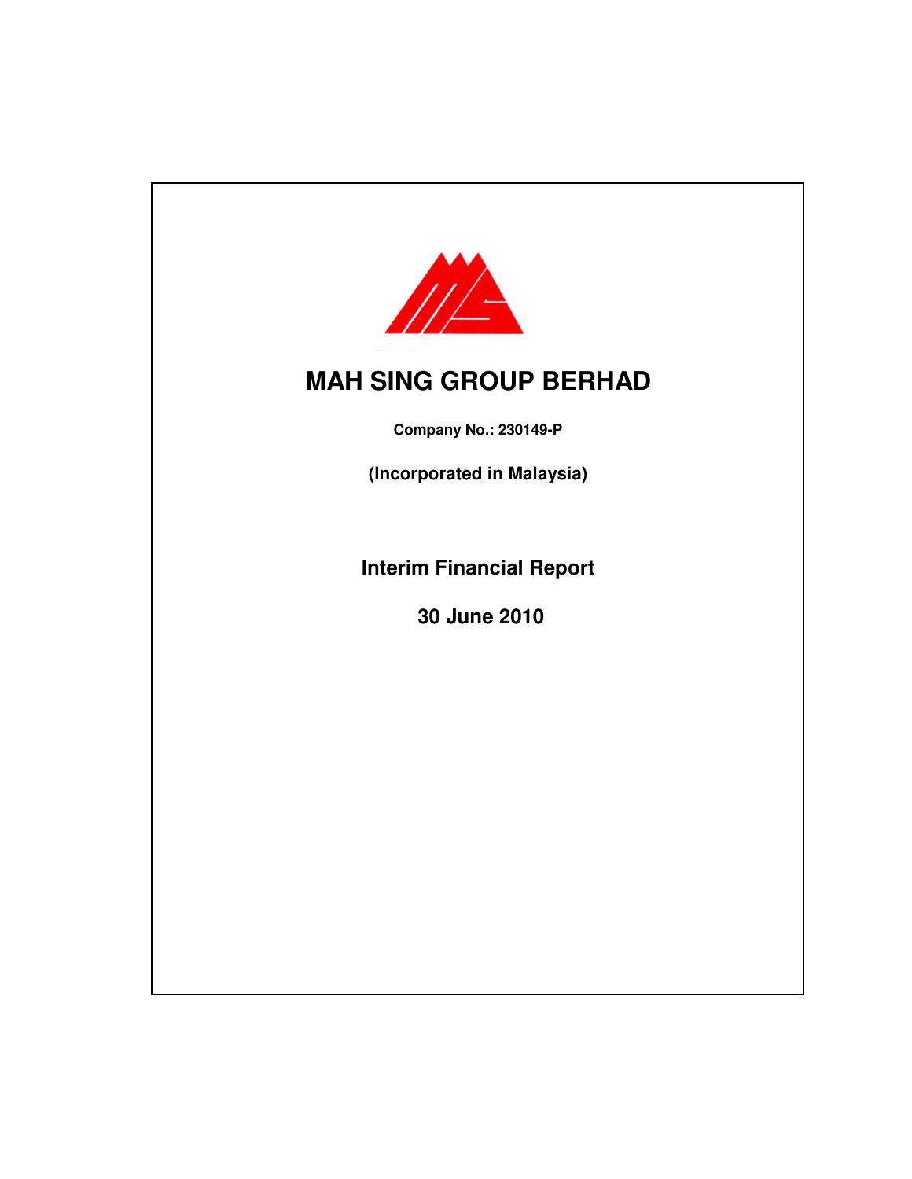# MAH SING GROUP BERHAD

**Company No.: 230149-P**

**(Incorporated in Malaysia)**

## Interim Financial Report

## 30 June 2010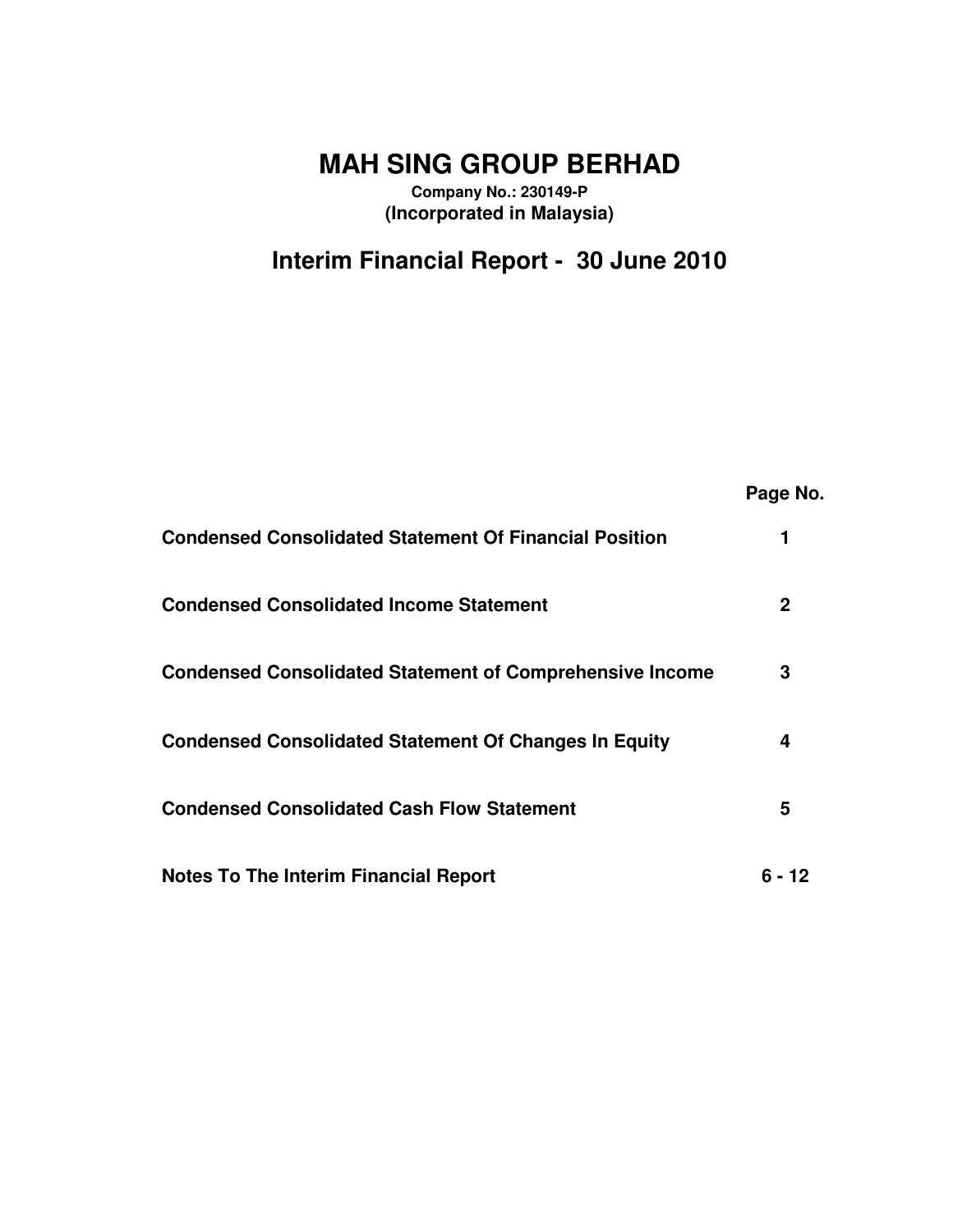# MAH SING GROUP BERHAD

**Company No.: 230149-P**
**(Incorporated in Malaysia)**

## Interim Financial Report - 30 June 2010

| | Page No. |
|---|---|
| **Condensed Consolidated Statement Of Financial Position** | **1** |
| **Condensed Consolidated Income Statement** | **2** |
| **Condensed Consolidated Statement of Comprehensive Income** | **3** |
| **Condensed Consolidated Statement Of Changes In Equity** | **4** |
| **Condensed Consolidated Cash Flow Statement** | **5** |
| **Notes To The Interim Financial Report** | **6 - 12** |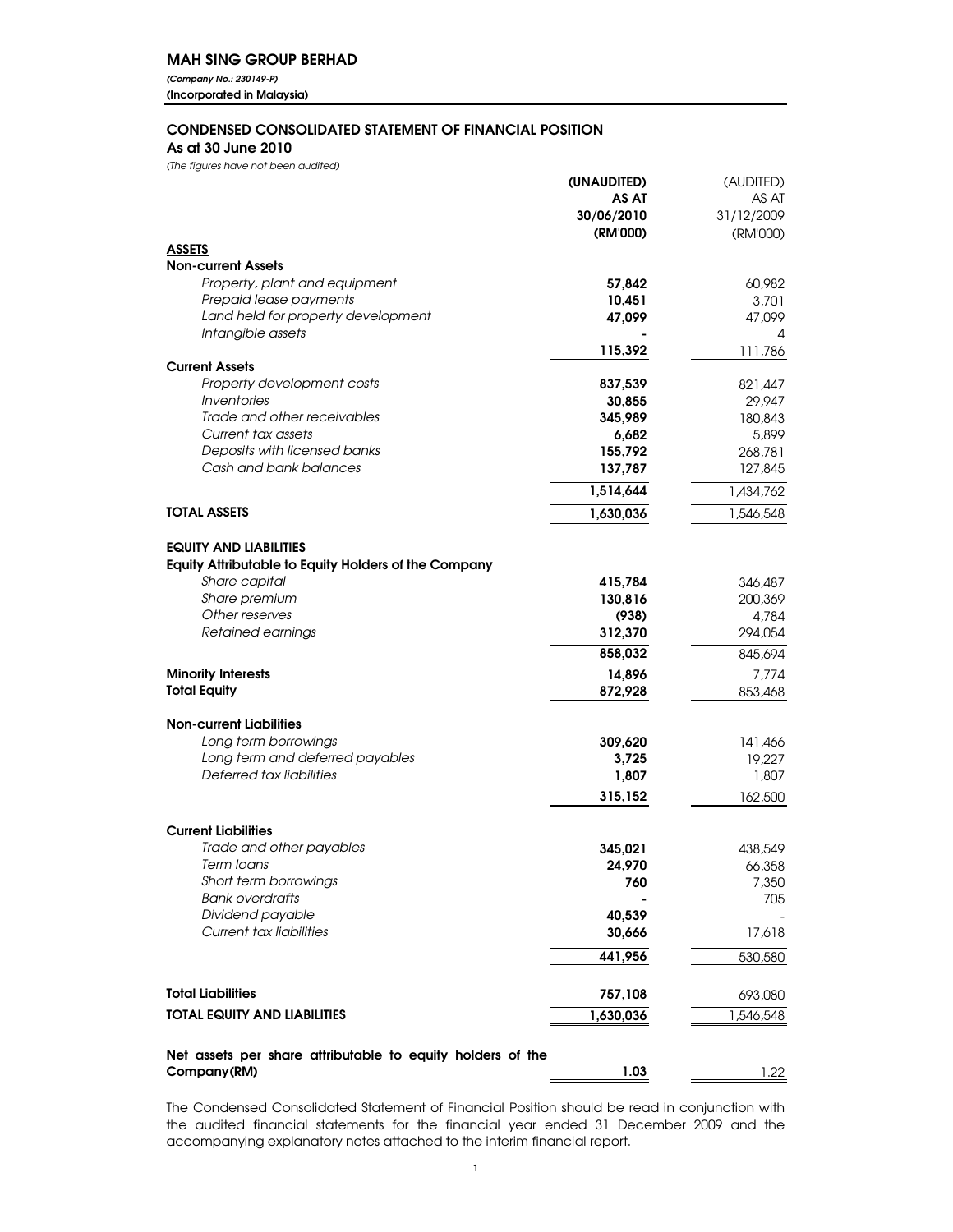# MAH SING GROUP BERHAD

***(Company No.: 230149-P)***
**(Incorporated in Malaysia)**

## CONDENSED CONSOLIDATED STATEMENT OF FINANCIAL POSITION

**As at 30 June 2010**

*(The figures have not been audited)*

| | **(UNAUDITED) AS AT 30/06/2010 (RM'000)** | (AUDITED) AS AT 31/12/2009 (RM'000) |
|---|---|---|
| **ASSETS** | | |
| **Non-current Assets** | | |
| *Property, plant and equipment* | **57,842** | 60,982 |
| *Prepaid lease payments* | **10,451** | 3,701 |
| *Land held for property development* | **47,099** | 47,099 |
| *Intangible assets* | **-** | 4 |
| | **115,392** | 111,786 |
| **Current Assets** | | |
| *Property development costs* | **837,539** | 821,447 |
| *Inventories* | **30,855** | 29,947 |
| *Trade and other receivables* | **345,989** | 180,843 |
| *Current tax assets* | **6,682** | 5,899 |
| *Deposits with licensed banks* | **155,792** | 268,781 |
| *Cash and bank balances* | **137,787** | 127,845 |
| | **1,514,644** | 1,434,762 |
| **TOTAL ASSETS** | **1,630,036** | 1,546,548 |
| | | |
| **EQUITY AND LIABILITIES** | | |
| **Equity Attributable to Equity Holders of the Company** | | |
| *Share capital* | **415,784** | 346,487 |
| *Share premium* | **130,816** | 200,369 |
| *Other reserves* | **(938)** | 4,784 |
| *Retained earnings* | **312,370** | 294,054 |
| | **858,032** | 845,694 |
| **Minority Interests** | **14,896** | 7,774 |
| **Total Equity** | **872,928** | 853,468 |
| | | |
| **Non-current Liabilities** | | |
| *Long term borrowings* | **309,620** | 141,466 |
| *Long term and deferred payables* | **3,725** | 19,227 |
| *Deferred tax liabilities* | **1,807** | 1,807 |
| | **315,152** | 162,500 |
| | | |
| **Current Liabilities** | | |
| *Trade and other payables* | **345,021** | 438,549 |
| *Term loans* | **24,970** | 66,358 |
| *Short term borrowings* | **760** | 7,350 |
| *Bank overdrafts* | **-** | 705 |
| *Dividend payable* | **40,539** | - |
| *Current tax liabilities* | **30,666** | 17,618 |
| | **441,956** | 530,580 |
| | | |
| **Total Liabilities** | **757,108** | 693,080 |
| **TOTAL EQUITY AND LIABILITIES** | **1,630,036** | 1,546,548 |
| | | |
| **Net assets per share attributable to equity holders of the Company(RM)** | **1.03** | 1.22 |

The Condensed Consolidated Statement of Financial Position should be read in conjunction with the audited financial statements for the financial year ended 31 December 2009 and the accompanying explanatory notes attached to the interim financial report.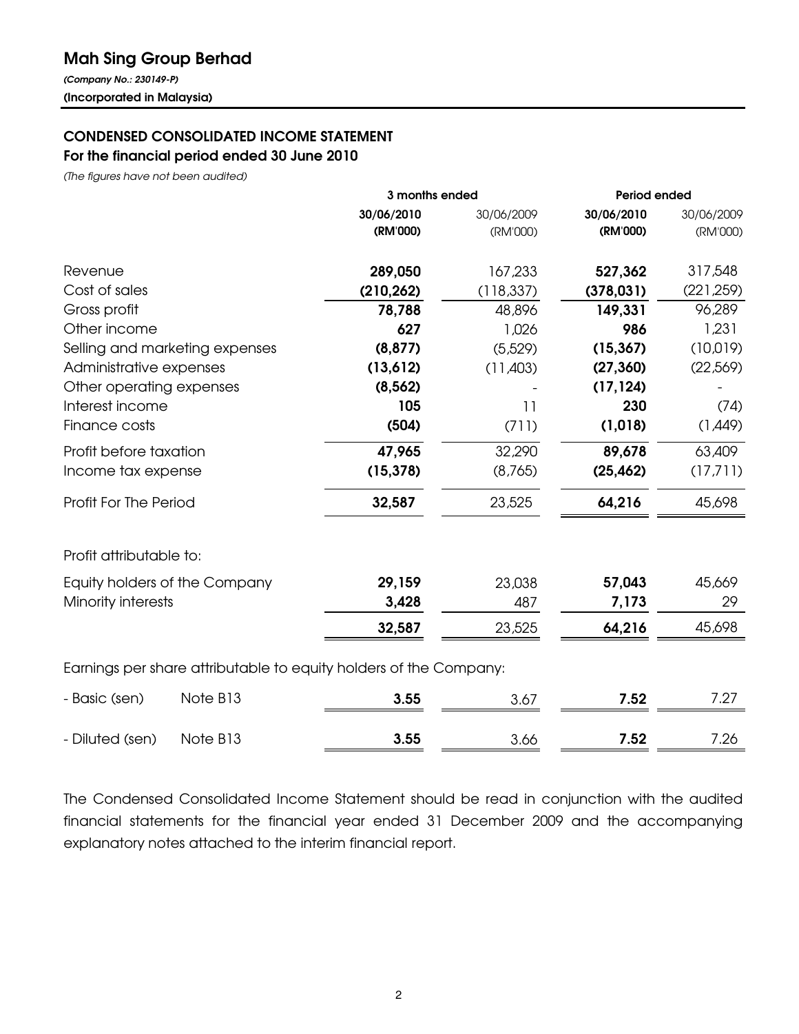# Mah Sing Group Berhad

*(Company No.: 230149-P)*

**(Incorporated in Malaysia)**

## CONDENSED CONSOLIDATED INCOME STATEMENT

### For the financial period ended 30 June 2010

*(The figures have not been audited)*

| | | 3 months ended | | Period ended | |
|---|---|---|---|---|---|
| | | **30/06/2010** | 30/06/2009 | **30/06/2010** | 30/06/2009 |
| | | **(RM'000)** | (RM'000) | **(RM'000)** | (RM'000) |
| Revenue | | **289,050** | 167,233 | **527,362** | 317,548 |
| Cost of sales | | **(210,262)** | (118,337) | **(378,031)** | (221,259) |
| Gross profit | | **78,788** | 48,896 | **149,331** | 96,289 |
| Other income | | **627** | 1,026 | **986** | 1,231 |
| Selling and marketing expenses | | **(8,877)** | (5,529) | **(15,367)** | (10,019) |
| Administrative expenses | | **(13,612)** | (11,403) | **(27,360)** | (22,569) |
| Other operating expenses | | **(8,562)** | - | **(17,124)** | - |
| Interest income | | **105** | 11 | **230** | (74) |
| Finance costs | | **(504)** | (711) | **(1,018)** | (1,449) |
| Profit before taxation | | **47,965** | 32,290 | **89,678** | 63,409 |
| Income tax expense | | **(15,378)** | (8,765) | **(25,462)** | (17,711) |
| Profit For The Period | | **32,587** | 23,525 | **64,216** | 45,698 |
| | | | | | |
| Profit attributable to: | | | | | |
| Equity holders of the Company | | **29,159** | 23,038 | **57,043** | 45,669 |
| Minority interests | | **3,428** | 487 | **7,173** | 29 |
| | | **32,587** | 23,525 | **64,216** | 45,698 |
| | | | | | |
| Earnings per share attributable to equity holders of the Company: | | | | | |
| - Basic (sen) | Note B13 | **3.55** | 3.67 | **7.52** | 7.27 |
| - Diluted (sen) | Note B13 | **3.55** | 3.66 | **7.52** | 7.26 |

The Condensed Consolidated Income Statement should be read in conjunction with the audited financial statements for the financial year ended 31 December 2009 and the accompanying explanatory notes attached to the interim financial report.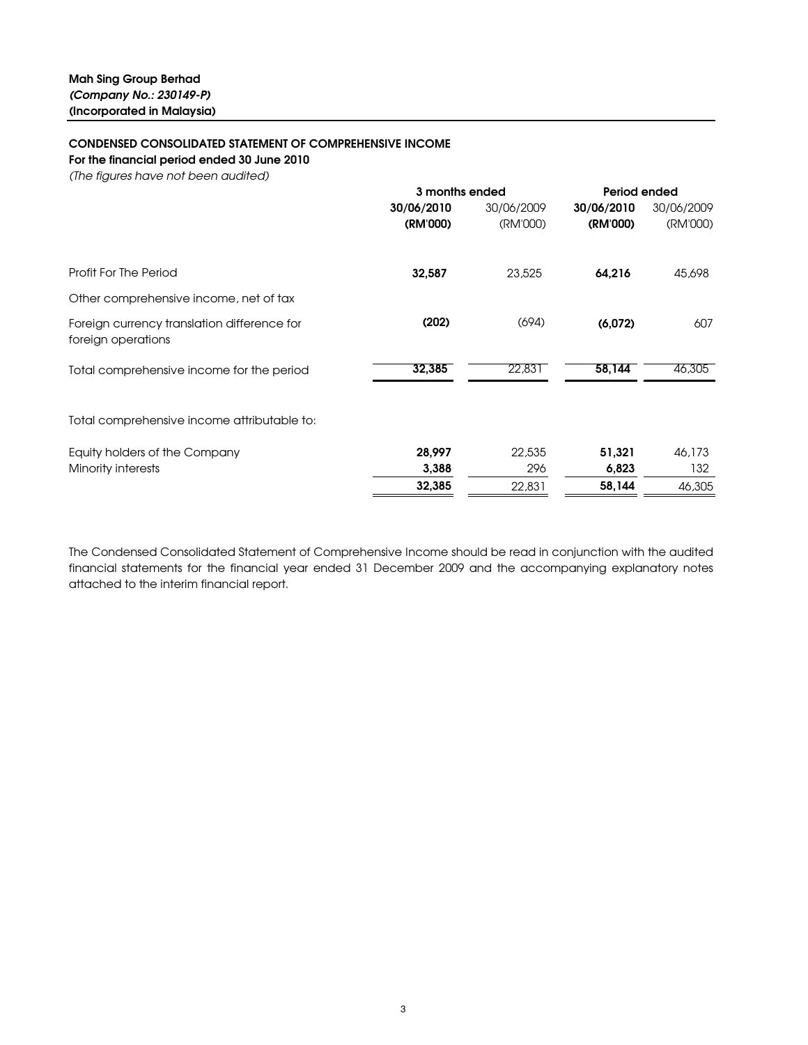**Mah Sing Group Berhad**
***(Company No.: 230149-P)***
**(Incorporated in Malaysia)**

**CONDENSED CONSOLIDATED STATEMENT OF COMPREHENSIVE INCOME**
**For the financial period ended 30 June 2010**
*(The figures have not been audited)*

| | 3 months ended | | Period ended | |
|---|---|---|---|---|
| | **30/06/2010 (RM'000)** | 30/06/2009 (RM'000) | **30/06/2010 (RM'000)** | 30/06/2009 (RM'000) |
| Profit For The Period | **32,587** | 23,525 | **64,216** | 45,698 |
| Other comprehensive income, net of tax | | | | |
| Foreign currency translation difference for foreign operations | **(202)** | (694) | **(6,072)** | 607 |
| Total comprehensive income for the period | **32,385** | 22,831 | **58,144** | 46,305 |
| Total comprehensive income attributable to: | | | | |
| Equity holders of the Company | **28,997** | 22,535 | **51,321** | 46,173 |
| Minority interests | **3,388** | 296 | **6,823** | 132 |
| | **32,385** | 22,831 | **58,144** | 46,305 |

The Condensed Consolidated Statement of Comprehensive Income should be read in conjunction with the audited financial statements for the financial year ended 31 December 2009 and the accompanying explanatory notes attached to the interim financial report.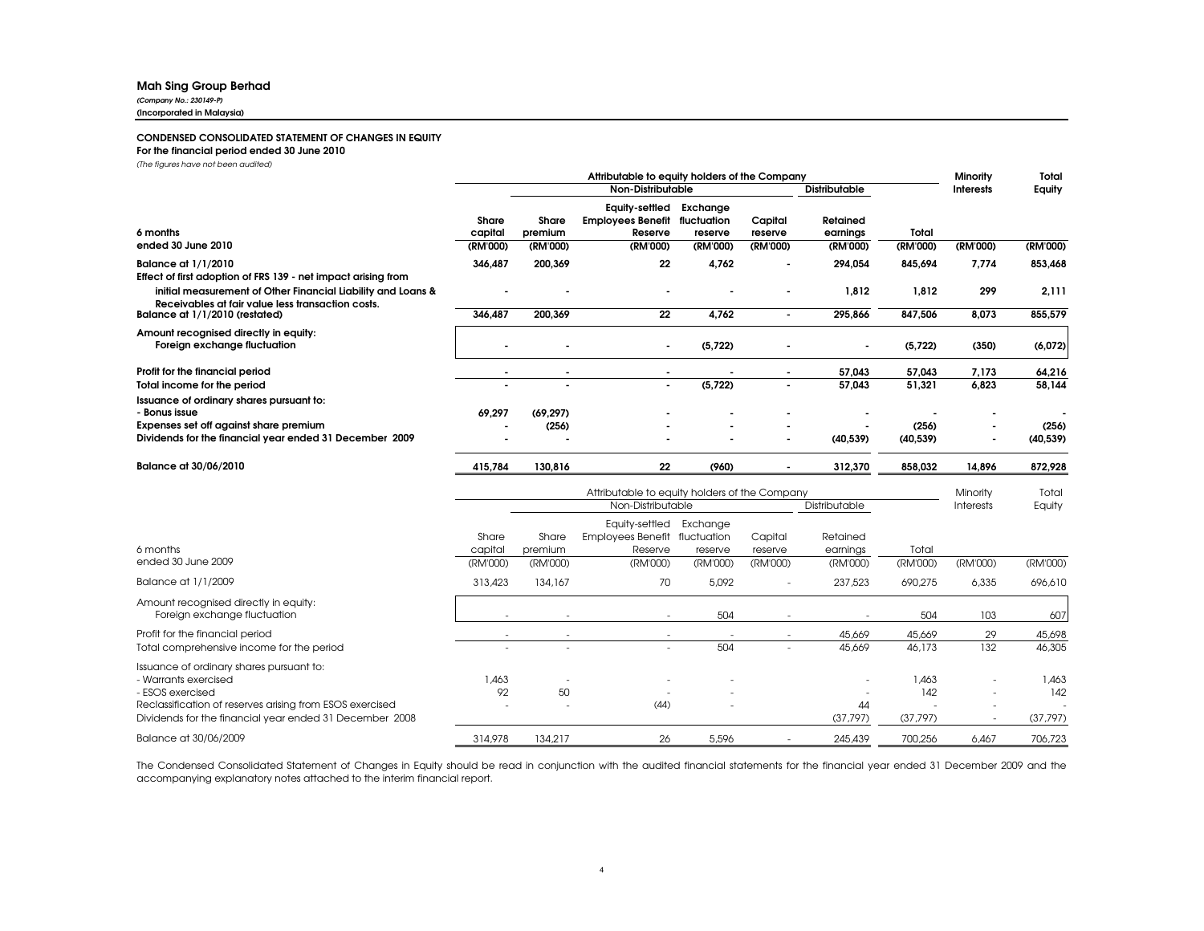## Mah Sing Group Berhad

*(Company No.: 230149-P)*
(Incorporated in Malaysia)

### CONDENSED CONSOLIDATED STATEMENT OF CHANGES IN EQUITY
**For the financial period ended 30 June 2010**

*(The figures have not been audited)*

| | Attributable to equity holders of the Company | | | | | | | Minority Interests | Total Equity |
|---|---|---|---|---|---|---|---|---|---|
| | | Non-Distributable | | | | Distributable | | | |
| **6 months ended 30 June 2010** | **Share capital (RM'000)** | **Share premium (RM'000)** | **Equity-settled Employees Benefit Reserve (RM'000)** | **Exchange fluctuation reserve (RM'000)** | **Capital reserve (RM'000)** | **Retained earnings (RM'000)** | **Total (RM'000)** | **(RM'000)** | **(RM'000)** |
| **Balance at 1/1/2010** | **346,487** | **200,369** | **22** | **4,762** | **-** | **294,054** | **845,694** | **7,774** | **853,468** |
| **Effect of first adoption of FRS 139 - net impact arising from initial measurement of Other Financial Liability and Loans & Receivables at fair value less transaction costs.** | **-** | **-** | **-** | **-** | **-** | **1,812** | **1,812** | **299** | **2,111** |
| **Balance at 1/1/2010 (restated)** | **346,487** | **200,369** | **22** | **4,762** | **-** | **295,866** | **847,506** | **8,073** | **855,579** |
| **Amount recognised directly in equity:** | | | | | | | | | |
| **Foreign exchange fluctuation** | **-** | **-** | **-** | **(5,722)** | **-** | **-** | **(5,722)** | **(350)** | **(6,072)** |
| **Profit for the financial period** | **-** | **-** | **-** | **-** | **-** | **57,043** | **57,043** | **7,173** | **64,216** |
| **Total income for the period** | **-** | **-** | **-** | **(5,722)** | **-** | **57,043** | **51,321** | **6,823** | **58,144** |
| **Issuance of ordinary shares pursuant to:** | | | | | | | | | |
| **- Bonus issue** | **69,297** | **(69,297)** | **-** | **-** | **-** | **-** | **-** | **-** | **-** |
| **Expenses set off against share premium** | **-** | **(256)** | **-** | **-** | **-** | **-** | **(256)** | **-** | **(256)** |
| **Dividends for the financial year ended 31 December 2009** | **-** | **-** | **-** | **-** | **-** | **(40,539)** | **(40,539)** | **-** | **(40,539)** |
| **Balance at 30/06/2010** | **415,784** | **130,816** | **22** | **(960)** | **-** | **312,370** | **858,032** | **14,896** | **872,928** |

| | Attributable to equity holders of the Company | | | | | | | Minority Interests | Total Equity |
|---|---|---|---|---|---|---|---|---|---|
| | | Non-Distributable | | | | Distributable | | | |
| 6 months ended 30 June 2009 | Share capital (RM'000) | Share premium (RM'000) | Equity-settled Employees Benefit Reserve (RM'000) | Exchange fluctuation reserve (RM'000) | Capital reserve (RM'000) | Retained earnings (RM'000) | Total (RM'000) | (RM'000) | (RM'000) |
| Balance at 1/1/2009 | 313,423 | 134,167 | 70 | 5,092 | - | 237,523 | 690,275 | 6,335 | 696,610 |
| Amount recognised directly in equity: | | | | | | | | | |
| Foreign exchange fluctuation | - | - | - | 504 | - | - | 504 | 103 | 607 |
| Profit for the financial period | - | - | - | - | - | 45,669 | 45,669 | 29 | 45,698 |
| Total comprehensive income for the period | - | - | - | 504 | - | 45,669 | 46,173 | 132 | 46,305 |
| Issuance of ordinary shares pursuant to: | | | | | | | | | |
| - Warrants exercised | 1,463 | - | - | - | | - | 1,463 | - | 1,463 |
| - ESOS exercised | 92 | 50 | - | - | | - | 142 | - | 142 |
| Reclassification of reserves arising from ESOS exercised | - | - | (44) | - | | 44 | - | - | - |
| Dividends for the financial year ended 31 December 2008 | | | | | | (37,797) | (37,797) | - | (37,797) |
| Balance at 30/06/2009 | 314,978 | 134,217 | 26 | 5,596 | - | 245,439 | 700,256 | 6,467 | 706,723 |

The Condensed Consolidated Statement of Changes in Equity should be read in conjunction with the audited financial statements for the financial year ended 31 December 2009 and the accompanying explanatory notes attached to the interim financial report.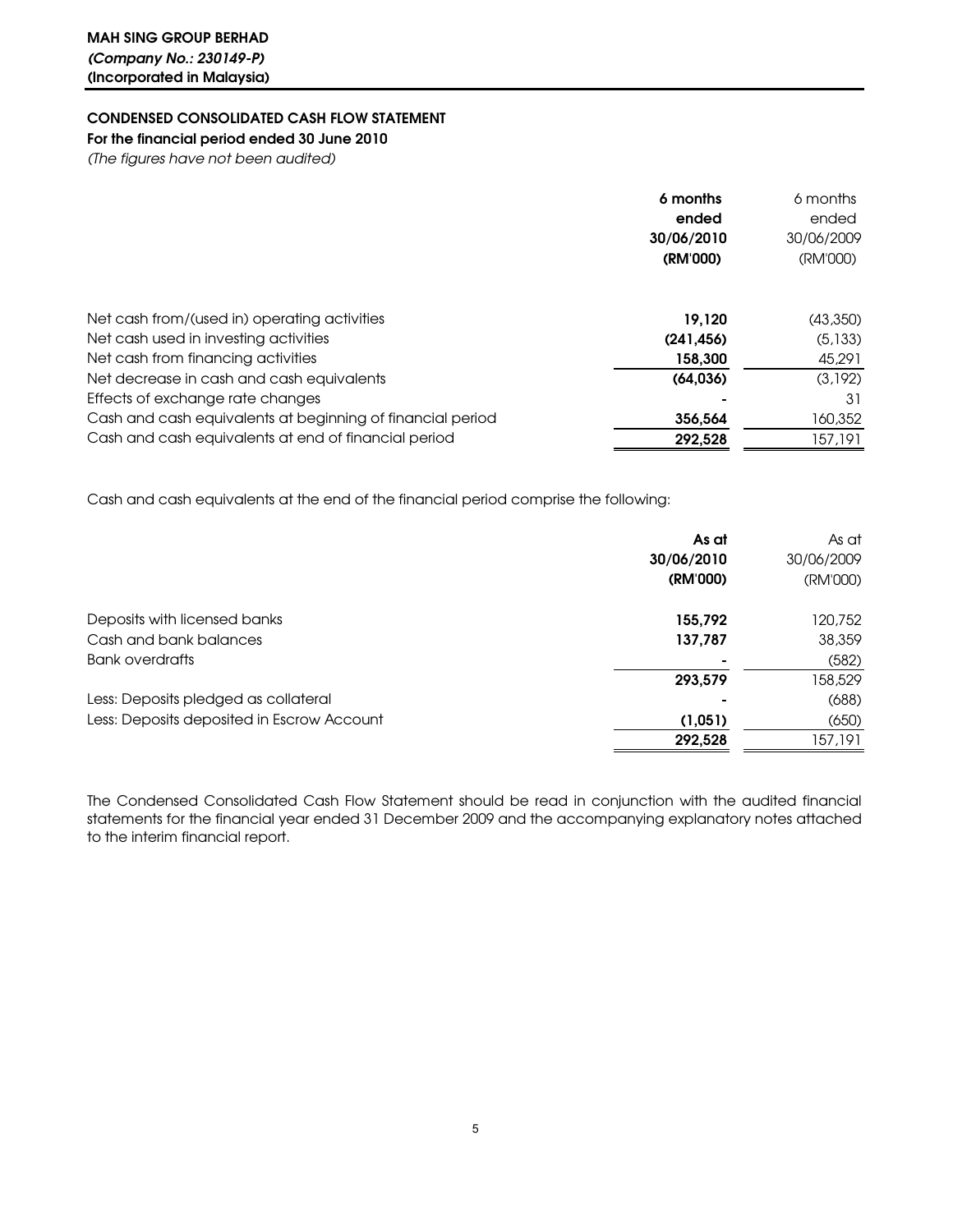**MAH SING GROUP BERHAD**
***(Company No.: 230149-P)***
**(Incorporated in Malaysia)**

**CONDENSED CONSOLIDATED CASH FLOW STATEMENT**
**For the financial period ended 30 June 2010**
*(The figures have not been audited)*

| | **6 months ended 30/06/2010 (RM'000)** | 6 months ended 30/06/2009 (RM'000) |
|---|---|---|
| Net cash from/(used in) operating activities | **19,120** | (43,350) |
| Net cash used in investing activities | **(241,456)** | (5,133) |
| Net cash from financing activities | **158,300** | 45,291 |
| Net decrease in cash and cash equivalents | **(64,036)** | (3,192) |
| Effects of exchange rate changes | **-** | 31 |
| Cash and cash equivalents at beginning of financial period | **356,564** | 160,352 |
| Cash and cash equivalents at end of financial period | **292,528** | 157,191 |

Cash and cash equivalents at the end of the financial period comprise the following:

| | **As at 30/06/2010 (RM'000)** | As at 30/06/2009 (RM'000) |
|---|---|---|
| Deposits with licensed banks | **155,792** | 120,752 |
| Cash and bank balances | **137,787** | 38,359 |
| Bank overdrafts | **-** | (582) |
| | **293,579** | 158,529 |
| Less: Deposits pledged as collateral | **-** | (688) |
| Less: Deposits deposited in Escrow Account | **(1,051)** | (650) |
| | **292,528** | 157,191 |

The Condensed Consolidated Cash Flow Statement should be read in conjunction with the audited financial statements for the financial year ended 31 December 2009 and the accompanying explanatory notes attached to the interim financial report.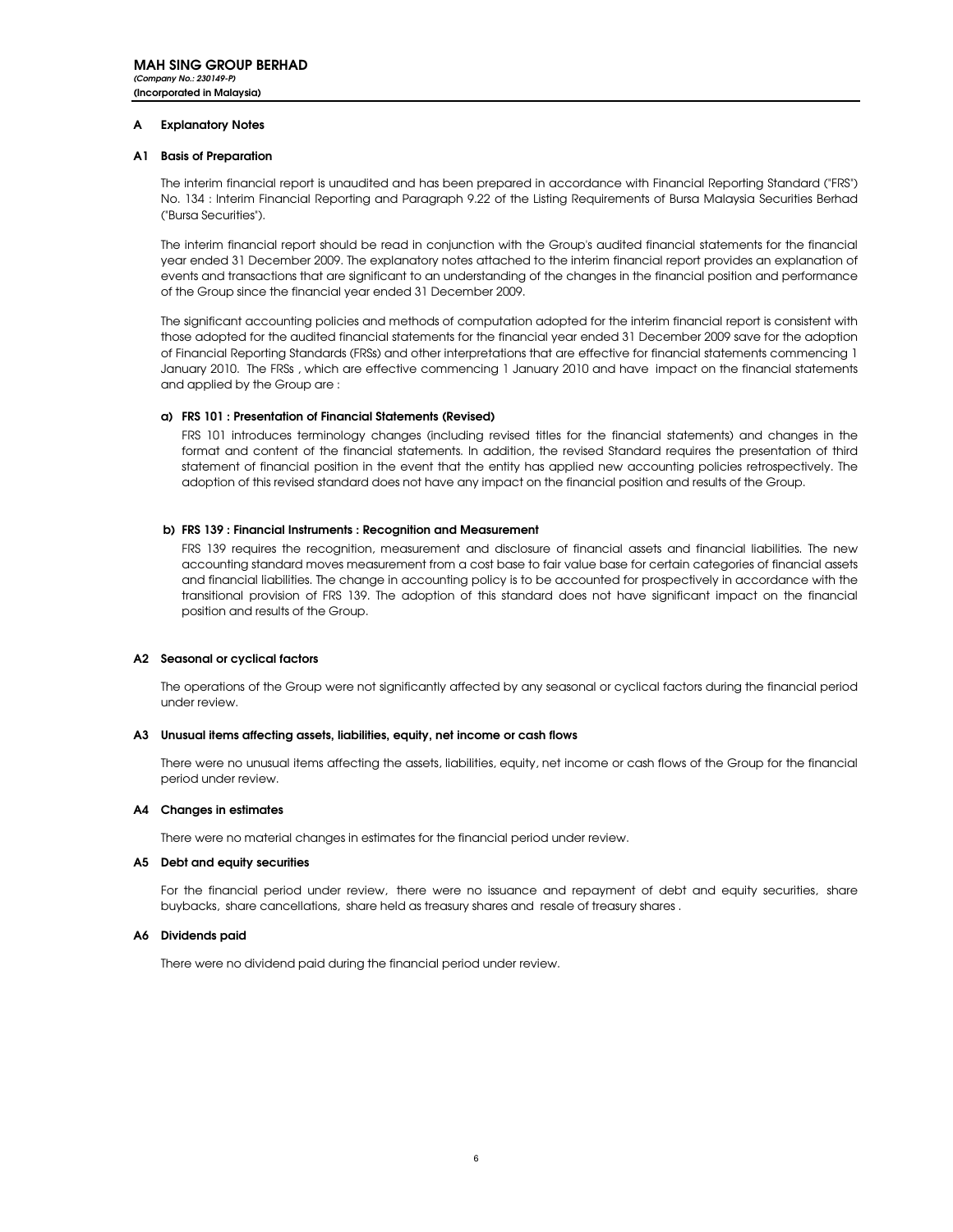**MAH SING GROUP BERHAD**
*(Company No.: 230149-P)*
**(Incorporated in Malaysia)**

## A Explanatory Notes

### A1 Basis of Preparation

The interim financial report is unaudited and has been prepared in accordance with Financial Reporting Standard ("FRS") No. 134 : Interim Financial Reporting and Paragraph 9.22 of the Listing Requirements of Bursa Malaysia Securities Berhad ("Bursa Securities").

The interim financial report should be read in conjunction with the Group's audited financial statements for the financial year ended 31 December 2009. The explanatory notes attached to the interim financial report provides an explanation of events and transactions that are significant to an understanding of the changes in the financial position and performance of the Group since the financial year ended 31 December 2009.

The significant accounting policies and methods of computation adopted for the interim financial report is consistent with those adopted for the audited financial statements for the financial year ended 31 December 2009 save for the adoption of Financial Reporting Standards (FRSs) and other interpretations that are effective for financial statements commencing 1 January 2010. The FRSs , which are effective commencing 1 January 2010 and have impact on the financial statements and applied by the Group are :

**a) FRS 101 : Presentation of Financial Statements (Revised)**

FRS 101 introduces terminology changes (including revised titles for the financial statements) and changes in the format and content of the financial statements. In addition, the revised Standard requires the presentation of third statement of financial position in the event that the entity has applied new accounting policies retrospectively. The adoption of this revised standard does not have any impact on the financial position and results of the Group.

**b) FRS 139 : Financial Instruments : Recognition and Measurement**

FRS 139 requires the recognition, measurement and disclosure of financial assets and financial liabilities. The new accounting standard moves measurement from a cost base to fair value base for certain categories of financial assets and financial liabilities. The change in accounting policy is to be accounted for prospectively in accordance with the transitional provision of FRS 139. The adoption of this standard does not have significant impact on the financial position and results of the Group.

### A2 Seasonal or cyclical factors

The operations of the Group were not significantly affected by any seasonal or cyclical factors during the financial period under review.

### A3 Unusual items affecting assets, liabilities, equity, net income or cash flows

There were no unusual items affecting the assets, liabilities, equity, net income or cash flows of the Group for the financial period under review.

### A4 Changes in estimates

There were no material changes in estimates for the financial period under review.

### A5 Debt and equity securities

For the financial period under review, there were no issuance and repayment of debt and equity securities, share buybacks, share cancellations, share held as treasury shares and resale of treasury shares .

### A6 Dividends paid

There were no dividend paid during the financial period under review.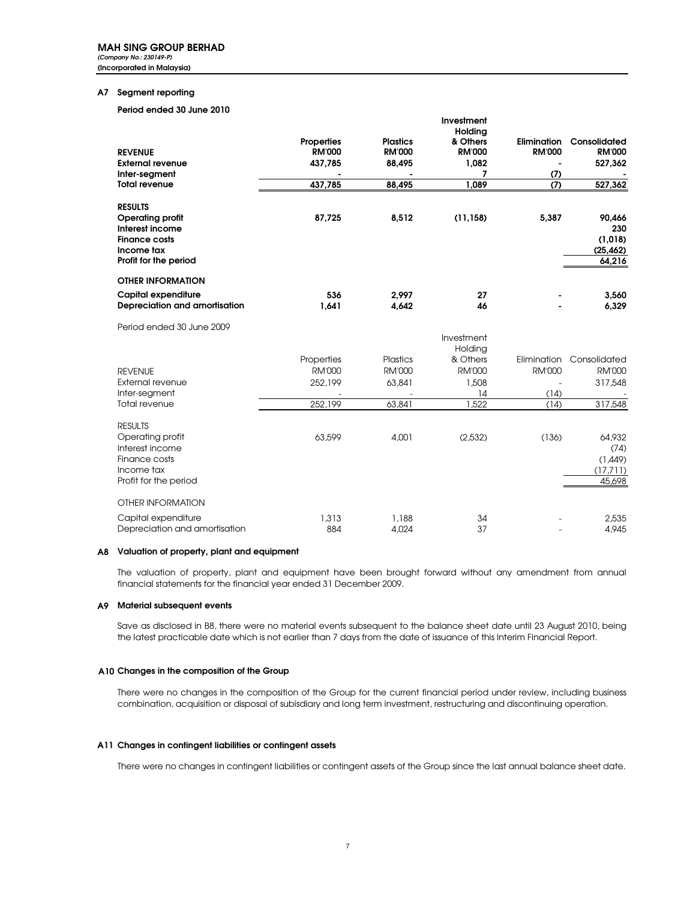**MAH SING GROUP BERHAD**
*(Company No.: 230149-P)*
**(Incorporated in Malaysia)**

## A7 Segment reporting

**Period ended 30 June 2010**

| | Properties | Plastics | Investment Holding & Others | Elimination | Consolidated |
|---|---|---|---|---|---|
| **REVENUE** | **RM'000** | **RM'000** | **RM'000** | **RM'000** | **RM'000** |
| **External revenue** | **437,785** | **88,495** | **1,082** | **-** | **527,362** |
| **Inter-segment** | **-** | **-** | **7** | **(7)** | **-** |
| **Total revenue** | **437,785** | **88,495** | **1,089** | **(7)** | **527,362** |
| | | | | | |
| **RESULTS** | | | | | |
| **Operating profit** | **87,725** | **8,512** | **(11,158)** | **5,387** | **90,466** |
| **Interest income** | | | | | **230** |
| **Finance costs** | | | | | **(1,018)** |
| **Income tax** | | | | | **(25,462)** |
| **Profit for the period** | | | | | **64,216** |
| | | | | | |
| **OTHER INFORMATION** | | | | | |
| **Capital expenditure** | **536** | **2,997** | **27** | **-** | **3,560** |
| **Depreciation and amortisation** | **1,641** | **4,642** | **46** | **-** | **6,329** |

Period ended 30 June 2009

| | Properties | Plastics | Investment Holding & Others | Elimination | Consolidated |
|---|---|---|---|---|---|
| REVENUE | RM'000 | RM'000 | RM'000 | RM'000 | RM'000 |
| External revenue | 252,199 | 63,841 | 1,508 | - | 317,548 |
| Inter-segment | - | - | 14 | (14) | - |
| Total revenue | 252,199 | 63,841 | 1,522 | (14) | 317,548 |
| | | | | | |
| RESULTS | | | | | |
| Operating profit | 63,599 | 4,001 | (2,532) | (136) | 64,932 |
| Interest income | | | | | (74) |
| Finance costs | | | | | (1,449) |
| Income tax | | | | | (17,711) |
| Profit for the period | | | | | 45,698 |
| | | | | | |
| OTHER INFORMATION | | | | | |
| Capital expenditure | 1,313 | 1,188 | 34 | - | 2,535 |
| Depreciation and amortisation | 884 | 4,024 | 37 | - | 4,945 |

## A8 Valuation of property, plant and equipment

The valuation of property, plant and equipment have been brought forward without any amendment from annual financial statements for the financial year ended 31 December 2009.

## A9 Material subsequent events

Save as disclosed in B8, there were no material events subsequent to the balance sheet date until 23 August 2010, being the latest practicable date which is not earlier than 7 days from the date of issuance of this Interim Financial Report.

## A10 Changes in the composition of the Group

There were no changes in the composition of the Group for the current financial period under review, including business combination, acquisition or disposal of subisdiary and long term investment, restructuring and discontinuing operation.

## A11 Changes in contingent liabilities or contingent assets

There were no changes in contingent liabilities or contingent assets of the Group since the last annual balance sheet date.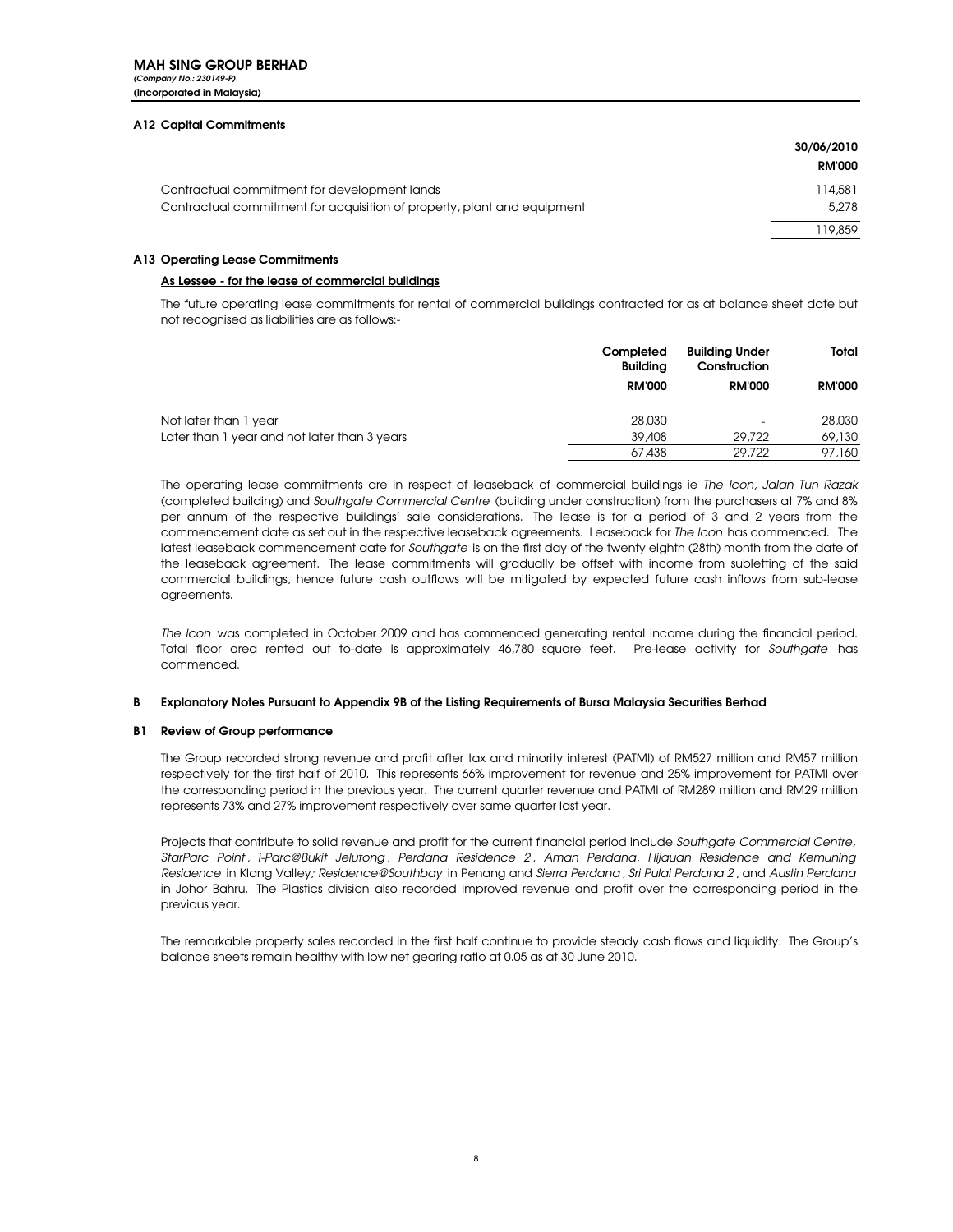### A12 Capital Commitments

| | 30/06/2010 |
|---|---|
| | RM'000 |
| Contractual commitment for development lands | 114,581 |
| Contractual commitment for acquisition of property, plant and equipment | 5,278 |
| | 119,859 |

### A13 Operating Lease Commitments

**As Lessee - for the lease of commercial buildings**

The future operating lease commitments for rental of commercial buildings contracted for as at balance sheet date but not recognised as liabilities are as follows:-

| | Completed Building | Building Under Construction | Total |
|---|---|---|---|
| | RM'000 | RM'000 | RM'000 |
| Not later than 1 year | 28,030 | - | 28,030 |
| Later than 1 year and not later than 3 years | 39,408 | 29,722 | 69,130 |
| | 67,438 | 29,722 | 97,160 |

The operating lease commitments are in respect of leaseback of commercial buildings ie *The Icon, Jalan Tun Razak* (completed building) and *Southgate Commercial Centre* (building under construction) from the purchasers at 7% and 8% per annum of the respective buildings' sale considerations. The lease is for a period of 3 and 2 years from the commencement date as set out in the respective leaseback agreements. Leaseback for *The Icon* has commenced. The latest leaseback commencement date for *Southgate* is on the first day of the twenty eighth (28th) month from the date of the leaseback agreement. The lease commitments will gradually be offset with income from subletting of the said commercial buildings, hence future cash outflows will be mitigated by expected future cash inflows from sub-lease agreements.

*The Icon* was completed in October 2009 and has commenced generating rental income during the financial period. Total floor area rented out to-date is approximately 46,780 square feet. Pre-lease activity for *Southgate* has commenced.

## B Explanatory Notes Pursuant to Appendix 9B of the Listing Requirements of Bursa Malaysia Securities Berhad

### B1 Review of Group performance

The Group recorded strong revenue and profit after tax and minority interest (PATMI) of RM527 million and RM57 million respectively for the first half of 2010. This represents 66% improvement for revenue and 25% improvement for PATMI over the corresponding period in the previous year. The current quarter revenue and PATMI of RM289 million and RM29 million represents 73% and 27% improvement respectively over same quarter last year.

Projects that contribute to solid revenue and profit for the current financial period include *Southgate Commercial Centre, StarParc Point*, *i-Parc@Bukit Jelutong*, *Perdana Residence 2*, *Aman Perdana, Hijauan Residence and Kemuning Residence* in Klang Valley*; Residence@Southbay* in Penang and *Sierra Perdana*, *Sri Pulai Perdana 2*, and *Austin Perdana* in Johor Bahru. The Plastics division also recorded improved revenue and profit over the corresponding period in the previous year.

The remarkable property sales recorded in the first half continue to provide steady cash flows and liquidity. The Group's balance sheets remain healthy with low net gearing ratio at 0.05 as at 30 June 2010.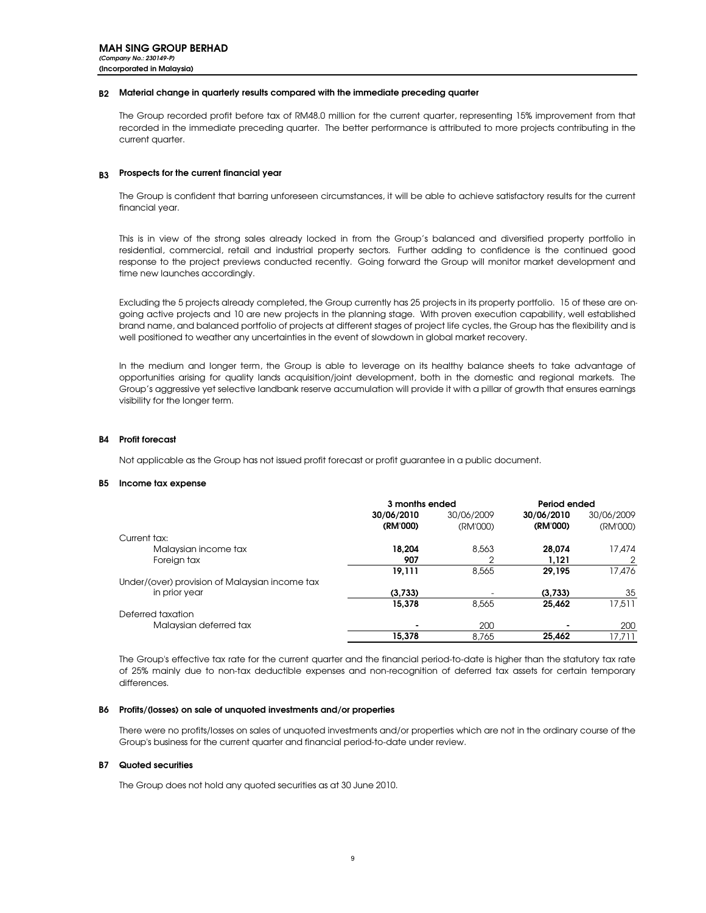**MAH SING GROUP BERHAD**
*(Company No.: 230149-P)*
**(Incorporated in Malaysia)**

### B2 Material change in quarterly results compared with the immediate preceding quarter

The Group recorded profit before tax of RM48.0 million for the current quarter, representing 15% improvement from that recorded in the immediate preceding quarter. The better performance is attributed to more projects contributing in the current quarter.

### B3 Prospects for the current financial year

The Group is confident that barring unforeseen circumstances, it will be able to achieve satisfactory results for the current financial year.

This is in view of the strong sales already locked in from the Group's balanced and diversified property portfolio in residential, commercial, retail and industrial property sectors. Further adding to confidence is the continued good response to the project previews conducted recently. Going forward the Group will monitor market development and time new launches accordingly.

Excluding the 5 projects already completed, the Group currently has 25 projects in its property portfolio. 15 of these are on-going active projects and 10 are new projects in the planning stage. With proven execution capability, well established brand name, and balanced portfolio of projects at different stages of project life cycles, the Group has the flexibility and is well positioned to weather any uncertainties in the event of slowdown in global market recovery.

In the medium and longer term, the Group is able to leverage on its healthy balance sheets to take advantage of opportunities arising for quality lands acquisition/joint development, both in the domestic and regional markets. The Group's aggressive yet selective landbank reserve accumulation will provide it with a pillar of growth that ensures earnings visibility for the longer term.

### B4 Profit forecast

Not applicable as the Group has not issued profit forecast or profit guarantee in a public document.

### B5 Income tax expense

| | 3 months ended | | Period ended | |
|---|---|---|---|---|
| | **30/06/2010** | 30/06/2009 | **30/06/2010** | 30/06/2009 |
| | **(RM'000)** | (RM'000) | **(RM'000)** | (RM'000) |
| Current tax: | | | | |
| Malaysian income tax | **18,204** | 8,563 | **28,074** | 17,474 |
| Foreign tax | **907** | 2 | **1,121** | 2 |
| | **19,111** | 8,565 | **29,195** | 17,476 |
| Under/(over) provision of Malaysian income tax in prior year | **(3,733)** | - | **(3,733)** | 35 |
| | **15,378** | 8,565 | **25,462** | 17,511 |
| Deferred taxation | | | | |
| Malaysian deferred tax | **-** | 200 | **-** | 200 |
| | **15,378** | 8,765 | **25,462** | 17,711 |

The Group's effective tax rate for the current quarter and the financial period-to-date is higher than the statutory tax rate of 25% mainly due to non-tax deductible expenses and non-recognition of deferred tax assets for certain temporary differences.

### B6 Profits/(losses) on sale of unquoted investments and/or properties

There were no profits/losses on sales of unquoted investments and/or properties which are not in the ordinary course of the Group's business for the current quarter and financial period-to-date under review.

### B7 Quoted securities

The Group does not hold any quoted securities as at 30 June 2010.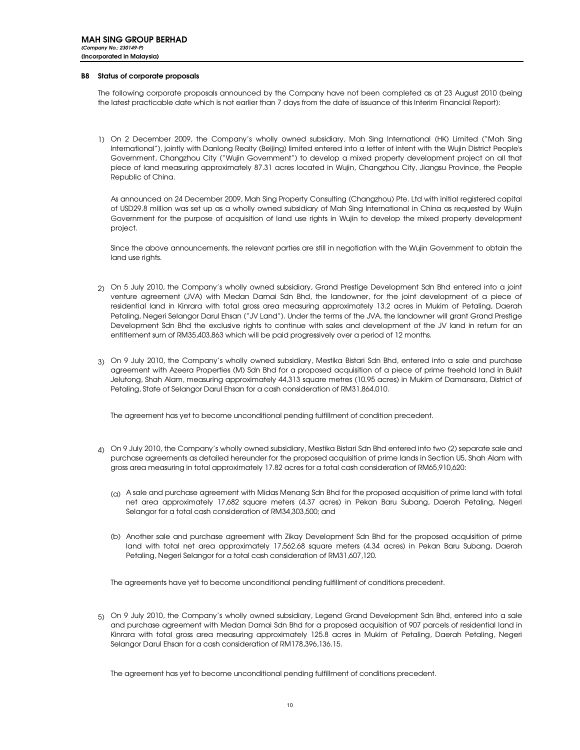**MAH SING GROUP BERHAD**
*(Company No.: 230149-P)*
**(Incorporated in Malaysia)**

### B8 Status of corporate proposals

The following corporate proposals announced by the Company have not been completed as at 23 August 2010 (being the latest practicable date which is not earlier than 7 days from the date of issuance of this Interim Financial Report):

1) On 2 December 2009, the Company's wholly owned subsidiary, Mah Sing International (HK) Limited ("Mah Sing International"), jointly with Danlong Realty (Beijing) limited entered into a letter of intent with the Wujin District People's Government, Changzhou City ("Wujin Government") to develop a mixed property development project on all that piece of land measuring approximately 87.31 acres located in Wujin, Changzhou City, Jiangsu Province, the People Republic of China.

   As announced on 24 December 2009, Mah Sing Property Consulting (Changzhou) Pte. Ltd with initial registered capital of USD29.8 million was set up as a wholly owned subsidiary of Mah Sing International in China as requested by Wujin Government for the purpose of acquisition of land use rights in Wujin to develop the mixed property development project.

   Since the above announcements, the relevant parties are still in negotiation with the Wujin Government to obtain the land use rights.

2) On 5 July 2010, the Company's wholly owned subsidiary, Grand Prestige Development Sdn Bhd entered into a joint venture agreement (JVA) with Medan Damai Sdn Bhd, the landowner, for the joint development of a piece of residential land in Kinrara with total gross area measuring approximately 13.2 acres in Mukim of Petaling, Daerah Petaling, Negeri Selangor Darul Ehsan ("JV Land"). Under the terms of the JVA, the landowner will grant Grand Prestige Development Sdn Bhd the exclusive rights to continue with sales and development of the JV land in return for an entitlement sum of RM35,403,863 which will be paid progressively over a period of 12 months.

3) On 9 July 2010, the Company's wholly owned subsidiary, Mestika Bistari Sdn Bhd, entered into a sale and purchase agreement with Azeera Properties (M) Sdn Bhd for a proposed acquisition of a piece of prime freehold land in Bukit Jelutong, Shah Alam, measuring approximately 44,313 square metres (10.95 acres) in Mukim of Damansara, District of Petaling, State of Selangor Darul Ehsan for a cash consideration of RM31,864,010.

   The agreement has yet to become unconditional pending fulfillment of condition precedent.

4) On 9 July 2010, the Company's wholly owned subsidiary, Mestika Bistari Sdn Bhd entered into two (2) separate sale and purchase agreements as detailed hereunder for the proposed acquisition of prime lands in Section U5, Shah Alam with gross area measuring in total approximately 17.82 acres for a total cash consideration of RM65,910,620:

   (a) A sale and purchase agreement with Midas Menang Sdn Bhd for the proposed acquisition of prime land with total net area approximately 17,682 square meters (4.37 acres) in Pekan Baru Subang, Daerah Petaling, Negeri Selangor for a total cash consideration of RM34,303,500; and

   (b) Another sale and purchase agreement with Zikay Development Sdn Bhd for the proposed acquisition of prime land with total net area approximately 17,562.68 square meters (4.34 acres) in Pekan Baru Subang, Daerah Petaling, Negeri Selangor for a total cash consideration of RM31,607,120.

   The agreements have yet to become unconditional pending fulfillment of conditions precedent.

5) On 9 July 2010, the Company's wholly owned subsidiary, Legend Grand Development Sdn Bhd, entered into a sale and purchase agreement with Medan Damai Sdn Bhd for a proposed acquisition of 907 parcels of residential land in Kinrara with total gross area measuring approximately 125.8 acres in Mukim of Petaling, Daerah Petaling, Negeri Selangor Darul Ehsan for a cash consideration of RM178,396,136.15.

   The agreement has yet to become unconditional pending fulfillment of conditions precedent.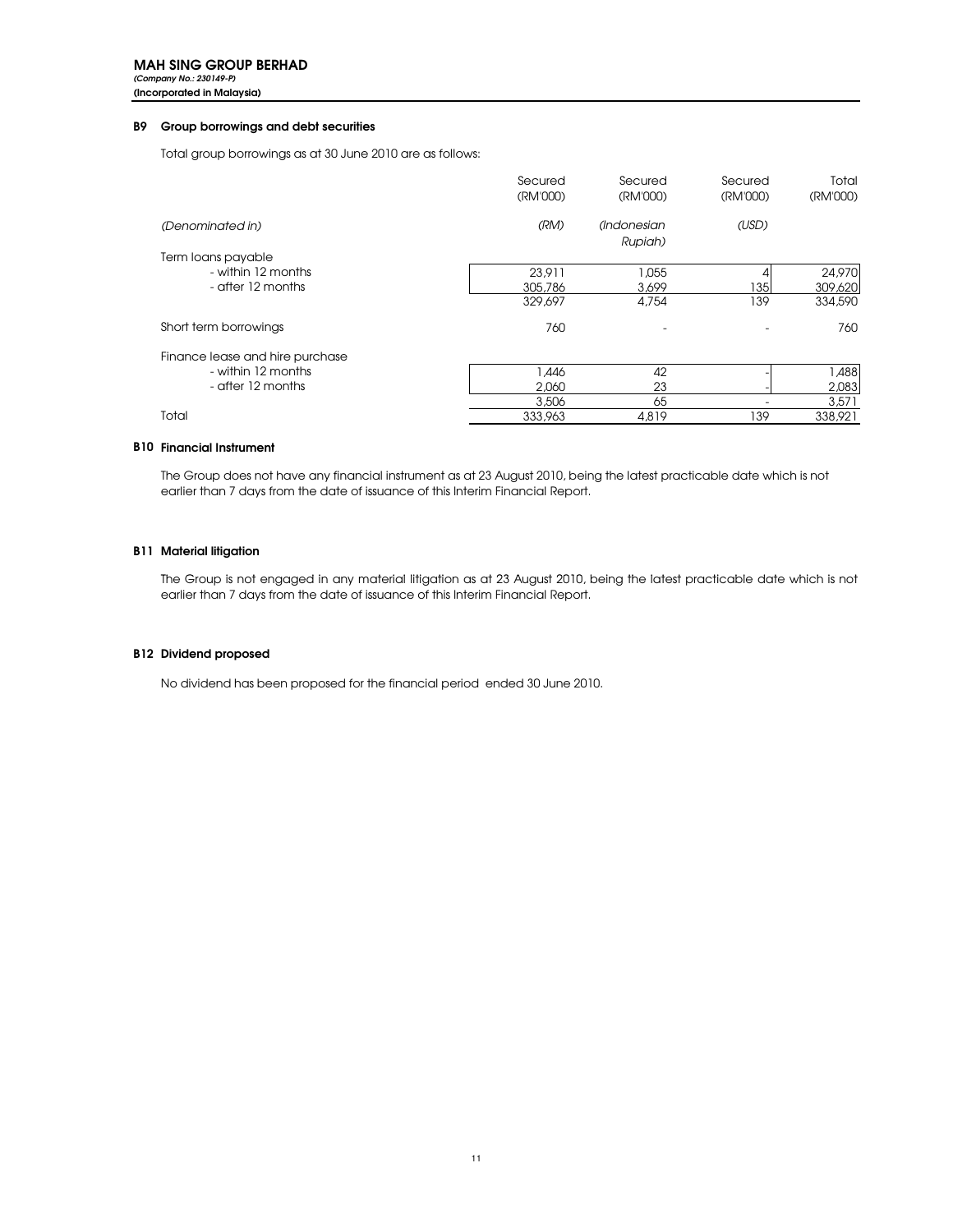**MAH SING GROUP BERHAD**
*(Company No.: 230149-P)*
**(Incorporated in Malaysia)**

### B9 Group borrowings and debt securities

Total group borrowings as at 30 June 2010 are as follows:

| | Secured (RM'000) | Secured (RM'000) | Secured (RM'000) | Total (RM'000) |
|---|---|---|---|---|
| *(Denominated in)* | *(RM)* | *(Indonesian Rupiah)* | *(USD)* | |
| Term loans payable | | | | |
| - within 12 months | 23,911 | 1,055 | 4 | 24,970 |
| - after 12 months | 305,786 | 3,699 | 135 | 309,620 |
| | 329,697 | 4,754 | 139 | 334,590 |
| Short term borrowings | 760 | - | - | 760 |
| Finance lease and hire purchase | | | | |
| - within 12 months | 1,446 | 42 | - | 1,488 |
| - after 12 months | 2,060 | 23 | - | 2,083 |
| | 3,506 | 65 | - | 3,571 |
| Total | 333,963 | 4,819 | 139 | 338,921 |

### B10 Financial Instrument

The Group does not have any financial instrument as at 23 August 2010, being the latest practicable date which is not earlier than 7 days from the date of issuance of this Interim Financial Report.

### B11 Material litigation

The Group is not engaged in any material litigation as at 23 August 2010, being the latest practicable date which is not earlier than 7 days from the date of issuance of this Interim Financial Report.

### B12 Dividend proposed

No dividend has been proposed for the financial period ended 30 June 2010.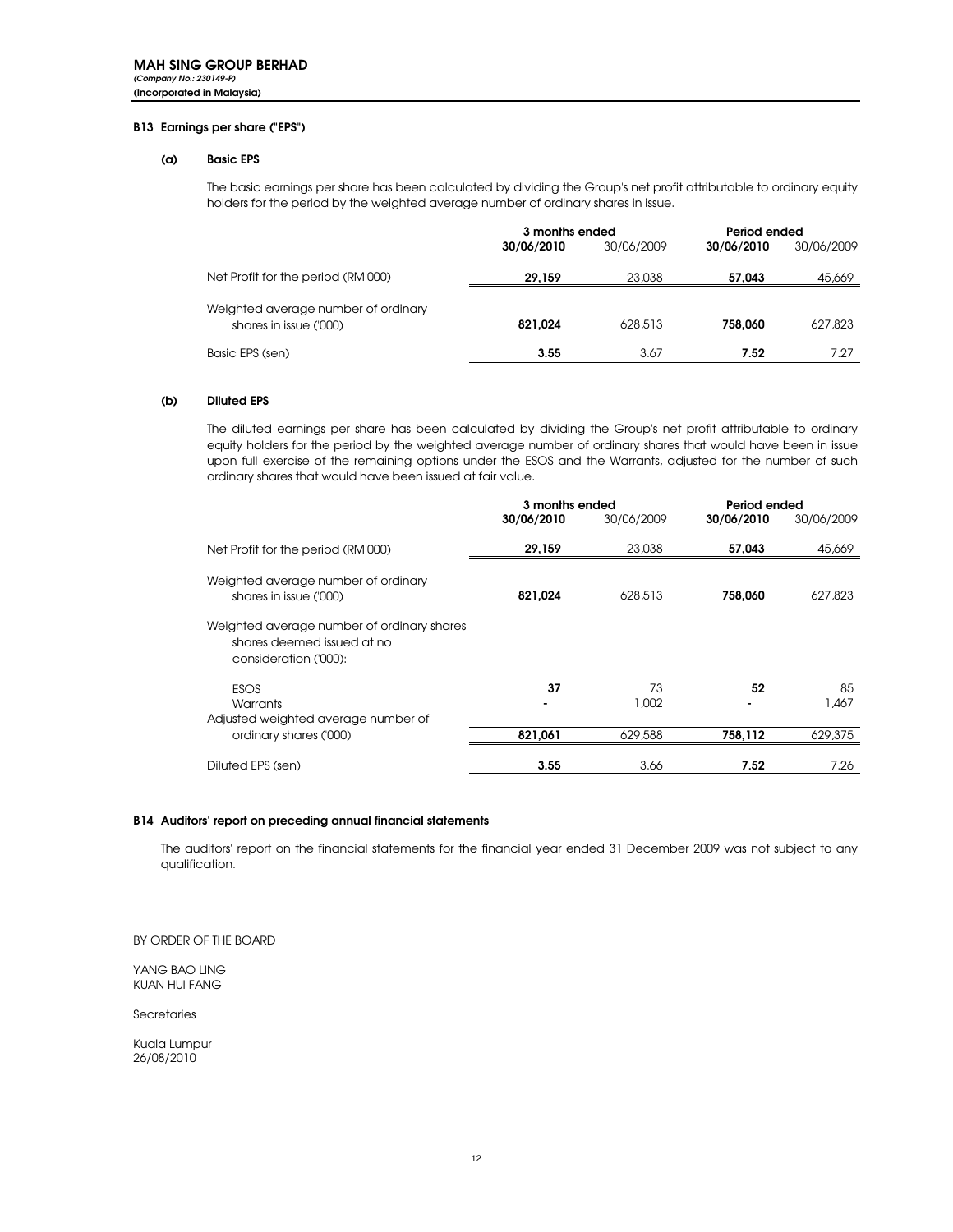**MAH SING GROUP BERHAD**
*(Company No.: 230149-P)*
**(Incorporated in Malaysia)**

### B13 Earnings per share ("EPS")

#### (a) Basic EPS

The basic earnings per share has been calculated by dividing the Group's net profit attributable to ordinary equity holders for the period by the weighted average number of ordinary shares in issue.

| | 3 months ended | | Period ended | |
|---|---|---|---|---|
| | **30/06/2010** | 30/06/2009 | **30/06/2010** | 30/06/2009 |
| Net Profit for the period (RM'000) | **29,159** | 23,038 | **57,043** | 45,669 |
| Weighted average number of ordinary shares in issue ('000) | **821,024** | 628,513 | **758,060** | 627,823 |
| Basic EPS (sen) | **3.55** | 3.67 | **7.52** | 7.27 |

#### (b) Diluted EPS

The diluted earnings per share has been calculated by dividing the Group's net profit attributable to ordinary equity holders for the period by the weighted average number of ordinary shares that would have been in issue upon full exercise of the remaining options under the ESOS and the Warrants, adjusted for the number of such ordinary shares that would have been issued at fair value.

| | 3 months ended | | Period ended | |
|---|---|---|---|---|
| | **30/06/2010** | 30/06/2009 | **30/06/2010** | 30/06/2009 |
| Net Profit for the period (RM'000) | **29,159** | 23,038 | **57,043** | 45,669 |
| Weighted average number of ordinary shares in issue ('000) | **821,024** | 628,513 | **758,060** | 627,823 |
| Weighted average number of ordinary shares shares deemed issued at no consideration ('000): | | | | |
| ESOS | **37** | 73 | **52** | 85 |
| Warrants | **-** | 1,002 | **-** | 1,467 |
| Adjusted weighted average number of ordinary shares ('000) | **821,061** | 629,588 | **758,112** | 629,375 |
| Diluted EPS (sen) | **3.55** | 3.66 | **7.52** | 7.26 |

### B14 Auditors' report on preceding annual financial statements

The auditors' report on the financial statements for the financial year ended 31 December 2009 was not subject to any qualification.

BY ORDER OF THE BOARD

YANG BAO LING
KUAN HUI FANG

Secretaries

Kuala Lumpur
26/08/2010